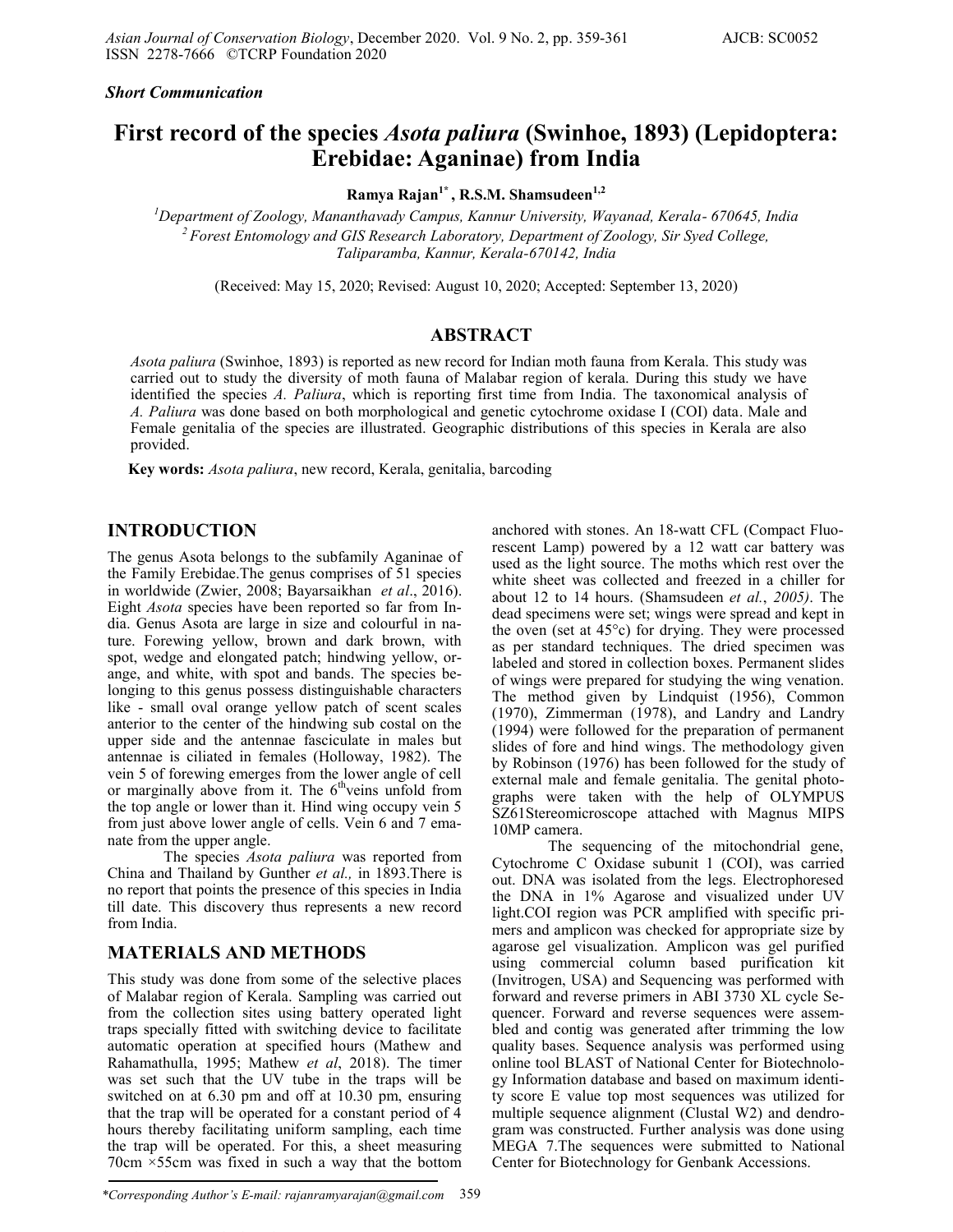*Short Communication*

# First record of the species *Asota paliura* (Swinhoe, 1893) (Lepidoptera: Erebidae: Aganinae) from India

**Ramya Rajan[1*] , R.S.M. Shamsudeen[1,2]**

[1]Department of Zoology, Mananthavady Campus, Kannur University, Wayanad, Kerala- 670645, India
[2] Forest Entomology and GIS Research Laboratory, Department of Zoology, Sir Syed College, Taliparamba, Kannur, Kerala-670142, India

(Received: May 15, 2020; Revised: August 10, 2020; Accepted: September 13, 2020)

## ABSTRACT

*Asota paliura* (Swinhoe, 1893) is reported as new record for Indian moth fauna from Kerala. This study was carried out to study the diversity of moth fauna of Malabar region of kerala. During this study we have identified the species *A. Paliura*, which is reporting first time from India. The taxonomical analysis of *A. Paliura* was done based on both morphological and genetic cytochrome oxidase I (COI) data. Male and Female genitalia of the species are illustrated. Geographic distributions of this species in Kerala are also provided.

**Key words:** *Asota paliura*, new record, Kerala, genitalia, barcoding

## INTRODUCTION

The genus Asota belongs to the subfamily Aganinae of the Family Erebidae.The genus comprises of 51 species in worldwide (Zwier, 2008; Bayarsaikhan *et al*., 2016). Eight *Asota* species have been reported so far from India. Genus Asota are large in size and colourful in nature. Forewing yellow, brown and dark brown, with spot, wedge and elongated patch; hindwing yellow, orange, and white, with spot and bands. The species belonging to this genus possess distinguishable characters like - small oval orange yellow patch of scent scales anterior to the center of the hindwing sub costal on the upper side and the antennae fasciculate in males but antennae is ciliated in females (Holloway, 1982). The vein 5 of forewing emerges from the lower angle of cell or marginally above from it. The 6$^{th}$veins unfold from the top angle or lower than it. Hind wing occupy vein 5 from just above lower angle of cells. Vein 6 and 7 emanate from the upper angle.

The species *Asota paliura* was reported from China and Thailand by Gunther *et al.,* in 1893.There is no report that points the presence of this species in India till date. This discovery thus represents a new record from India.

## MATERIALS AND METHODS

This study was done from some of the selective places of Malabar region of Kerala. Sampling was carried out from the collection sites using battery operated light traps specially fitted with switching device to facilitate automatic operation at specified hours (Mathew and Rahamathulla, 1995; Mathew *et al*, 2018). The timer was set such that the UV tube in the traps will be switched on at 6.30 pm and off at 10.30 pm, ensuring that the trap will be operated for a constant period of 4 hours thereby facilitating uniform sampling, each time the trap will be operated. For this, a sheet measuring 70cm ×55cm was fixed in such a way that the bottom anchored with stones. An 18-watt CFL (Compact Fluorescent Lamp) powered by a 12 watt car battery was used as the light source. The moths which rest over the white sheet was collected and freezed in a chiller for about 12 to 14 hours. (Shamsudeen *et al.*, *2005)*. The dead specimens were set; wings were spread and kept in the oven (set at 45°c) for drying. They were processed as per standard techniques. The dried specimen was labeled and stored in collection boxes. Permanent slides of wings were prepared for studying the wing venation. The method given by Lindquist (1956), Common (1970), Zimmerman (1978), and Landry and Landry (1994) were followed for the preparation of permanent slides of fore and hind wings. The methodology given by Robinson (1976) has been followed for the study of external male and female genitalia. The genital photographs were taken with the help of OLYMPUS SZ61Stereomicroscope attached with Magnus MIPS 10MP camera.

The sequencing of the mitochondrial gene, Cytochrome C Oxidase subunit 1 (COI), was carried out. DNA was isolated from the legs. Electrophoresed the DNA in 1% Agarose and visualized under UV light.COI region was PCR amplified with specific primers and amplicon was checked for appropriate size by agarose gel visualization. Amplicon was gel purified using commercial column based purification kit (Invitrogen, USA) and Sequencing was performed with forward and reverse primers in ABI 3730 XL cycle Sequencer. Forward and reverse sequences were assembled and contig was generated after trimming the low quality bases. Sequence analysis was performed using online tool BLAST of National Center for Biotechnology Information database and based on maximum identity score E value top most sequences was utilized for multiple sequence alignment (Clustal W2) and dendrogram was constructed. Further analysis was done using MEGA 7.The sequences were submitted to National Center for Biotechnology for Genbank Accessions.

*Corresponding Author's E-mail: rajanramyarajan@gmail.com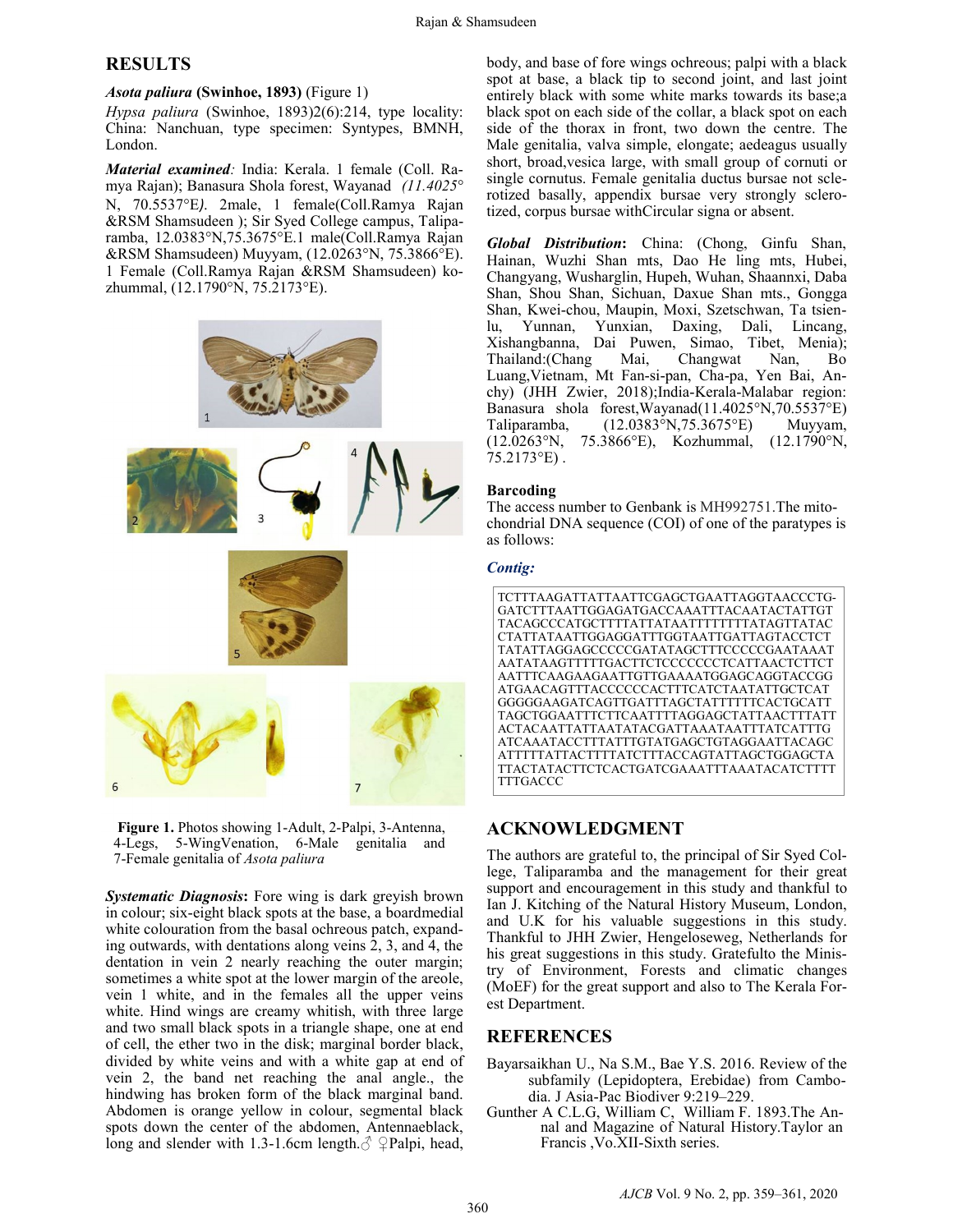## RESULTS

***Asota paliura* (Swinhoe, 1893)** (Figure 1)

*Hypsa paliura* (Swinhoe, 1893)2(6):214, type locality: China: Nanchuan, type specimen: Syntypes, BMNH, London.

***Material examined**:* India: Kerala. 1 female (Coll. Ramya Rajan); Banasura Shola forest, Wayanad *(11.4025° N, 70.5537°E).* 2male, 1 female(Coll.Ramya Rajan &RSM Shamsudeen ); Sir Syed College campus, Taliparamba, 12.0383°N,75.3675°E.1 male(Coll.Ramya Rajan &RSM Shamsudeen) Muyyam, (12.0263°N, 75.3866°E). 1 Female (Coll.Ramya Rajan &RSM Shamsudeen) kozhummal, (12.1790°N, 75.2173°E).

**Figure 1.** Photos showing 1-Adult, 2-Palpi, 3-Antenna, 4-Legs, 5-WingVenation, 6-Male genitalia and 7-Female genitalia of *Asota paliura*

***Systematic Diagnosis*:** Fore wing is dark greyish brown in colour; six-eight black spots at the base, a boardmedial white colouration from the basal ochreous patch, expanding outwards, with dentations along veins 2, 3, and 4, the dentation in vein 2 nearly reaching the outer margin; sometimes a white spot at the lower margin of the areole, vein 1 white, and in the females all the upper veins white. Hind wings are creamy whitish, with three large and two small black spots in a triangle shape, one at end of cell, the ether two in the disk; marginal border black, divided by white veins and with a white gap at end of vein 2, the band net reaching the anal angle., the hindwing has broken form of the black marginal band. Abdomen is orange yellow in colour, segmental black spots down the center of the abdomen, Antennaeblack, long and slender with 1.3-1.6cm length.♂ ♀Palpi, head, body, and base of fore wings ochreous; palpi with a black spot at base, a black tip to second joint, and last joint entirely black with some white marks towards its base;a black spot on each side of the collar, a black spot on each side of the thorax in front, two down the centre. The Male genitalia, valva simple, elongate; aedeagus usually short, broad,vesica large, with small group of cornuti or single cornutus. Female genitalia ductus bursae not sclerotized basally, appendix bursae very strongly sclerotized, corpus bursae withCircular signa or absent.

***Global Distribution*:** China: (Chong, Ginfu Shan, Hainan, Wuzhi Shan mts, Dao He ling mts, Hubei, Changyang, Wusharglin, Hupeh, Wuhan, Shaannxi, Daba Shan, Shou Shan, Sichuan, Daxue Shan mts., Gongga Shan, Kwei-chou, Maupin, Moxi, Szetschwan, Ta tsien-lu, Yunnan, Yunxian, Daxing, Dali, Lincang, Xishangbanna, Dai Puwen, Simao, Tibet, Menia); Thailand:(Chang Mai, Changwat Nan, Bo Luang,Vietnam, Mt Fan-si-pan, Cha-pa, Yen Bai, An-chy) (JHH Zwier, 2018);India-Kerala-Malabar region: Banasura shola forest,Wayanad(11.4025°N,70.5537°E) Taliparamba, (12.0383°N,75.3675°E) Muyyam, (12.0263°N, 75.3866°E), Kozhummal, (12.1790°N, 75.2173°E) .

### Barcoding

The access number to Genbank is MH992751.The mitochondrial DNA sequence (COI) of one of the paratypes is as follows:

***Contig:***

```
TCTTTAAGATTATTAATTCGAGCTGAATTAGGTAACCCTG-
GATCTTTAATTGGAGATGACCAAATTTACAATACTATTGT
TACAGCCCATGCTTTTATTATAATTTTTTTTATAGTTATAC
CTATTATAATTGGAGGATTTGGTAATTGATTAGTACCTCT
TATATTAGGAGCCCCCGATATAGCTTTCCCCCGAATAAAT
AATATAAGTTTTTGACTTCTCCCCCCCTCATTAACTCTTCT
AATTTCAAGAAGAATTGTTGAAAATGGAGCAGGTACCGG
ATGAACAGTTTACCCCCCACTTTCATCTAATATTGCTCAT
GGGGGAAGATCAGTTGATTTAGCTATTTTTTCACTGCATT
TAGCTGGAATTTCTTCAATTTTAGGAGCTATTAACTTTATT
ACTACAATTATTAATATACGATTAAATAATTTATCATTTG
ATCAAATACCTTTATTTGTATGAGCTGTAGGAATTACAGC
ATTTTTATTACTTTTATCTTTACCAGTATTAGCTGGAGCTA
TTACTATACTTCTCACTGATCGAAATTTAAATACATCTTTT
TTTGACCC
```

## ACKNOWLEDGMENT

The authors are grateful to, the principal of Sir Syed College, Taliparamba and the management for their great support and encouragement in this study and thankful to Ian J. Kitching of the Natural History Museum, London, and U.K for his valuable suggestions in this study. Thankful to JHH Zwier, Hengeloseweg, Netherlands for his great suggestions in this study. Gratefulto the Ministry of Environment, Forests and climatic changes (MoEF) for the great support and also to The Kerala Forest Department.

## REFERENCES

Bayarsaikhan U., Na S.M., Bae Y.S. 2016. Review of the subfamily (Lepidoptera, Erebidae) from Cambodia. J Asia-Pac Biodiver 9:219–229.

Gunther A C.L.G, William C, William F. 1893.The Annal and Magazine of Natural History.Taylor an Francis ,Vo.XII-Sixth series.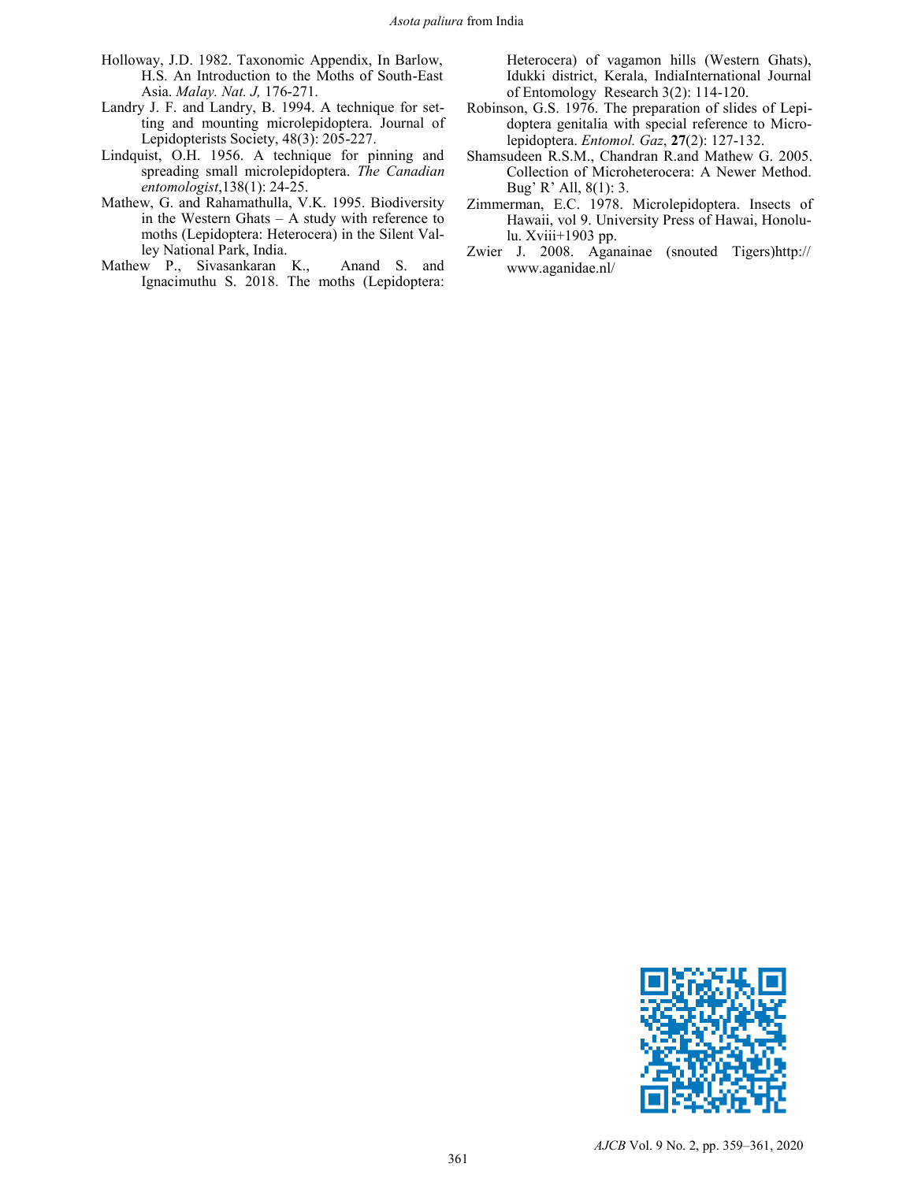Holloway, J.D. 1982. Taxonomic Appendix, In Barlow, H.S. An Introduction to the Moths of South-East Asia. *Malay. Nat. J,* 176-271.

Landry J. F. and Landry, B. 1994. A technique for setting and mounting microlepidoptera. Journal of Lepidopterists Society, 48(3): 205-227.

Lindquist, O.H. 1956. A technique for pinning and spreading small microlepidoptera. *The Canadian entomologist*,138(1): 24-25.

Mathew, G. and Rahamathulla, V.K. 1995. Biodiversity in the Western Ghats – A study with reference to moths (Lepidoptera: Heterocera) in the Silent Valley National Park, India.

Mathew P., Sivasankaran K., Anand S. and Ignacimuthu S. 2018. The moths (Lepidoptera: Heterocera) of vagamon hills (Western Ghats), Idukki district, Kerala, IndiaInternational Journal of Entomology Research 3(2): 114-120.

Robinson, G.S. 1976. The preparation of slides of Lepidoptera genitalia with special reference to Microlepidoptera. *Entomol. Gaz*, **27**(2): 127-132.

Shamsudeen R.S.M., Chandran R.and Mathew G. 2005. Collection of Microheterocera: A Newer Method. Bug' R' All, 8(1): 3.

Zimmerman, E.C. 1978. Microlepidoptera. Insects of Hawaii, vol 9. University Press of Hawai, Honolulu. Xviii+1903 pp.

Zwier J. 2008. Aganainae (snouted Tigers)http://www.aganidae.nl/